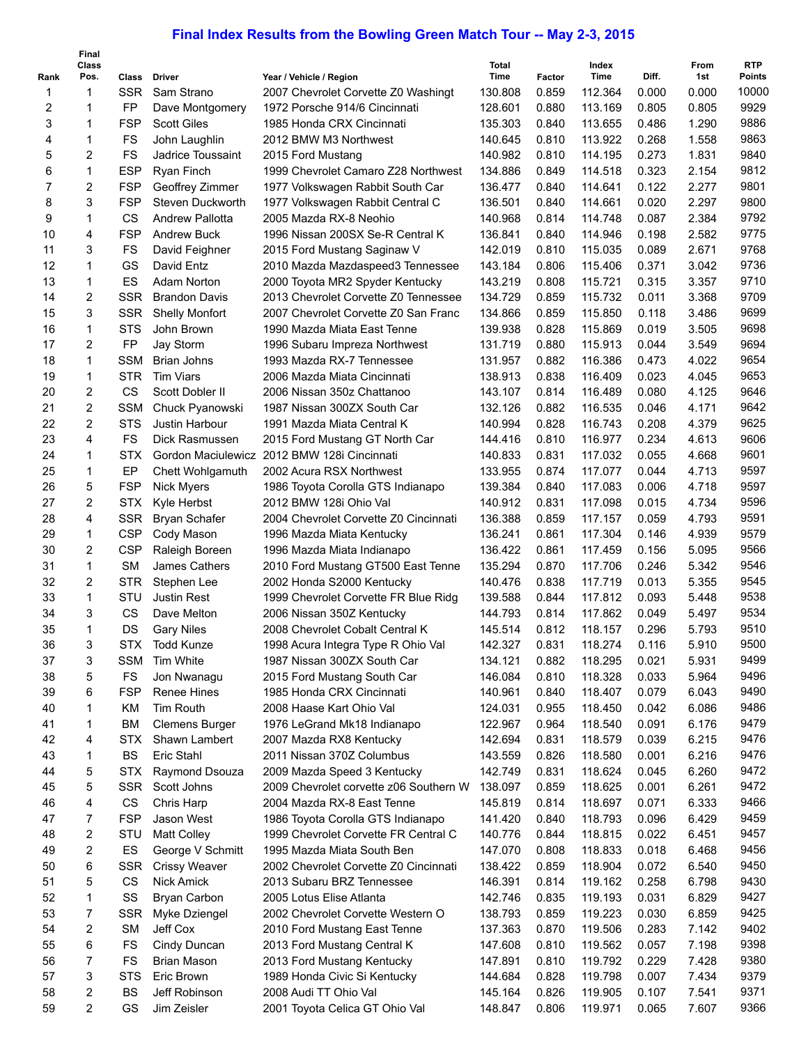# Final Index Results from the Bowling Green Match Tour -- May 2-3, 2015

| Rank | Final Class Pos. | Class | Driver | Year / Vehicle / Region | Total Time | Factor | Index Time | Diff. | From 1st | RTP Points |
|---|---|---|---|---|---|---|---|---|---|---|
| 1 | 1 | SSR | Sam Strano | 2007 Chevrolet Corvette Z0 Washingt | 130.808 | 0.859 | 112.364 | 0.000 | 0.000 | 10000 |
| 2 | 1 | FP | Dave Montgomery | 1972 Porsche 914/6 Cincinnati | 128.601 | 0.880 | 113.169 | 0.805 | 0.805 | 9929 |
| 3 | 1 | FSP | Scott Giles | 1985 Honda CRX Cincinnati | 135.303 | 0.840 | 113.655 | 0.486 | 1.290 | 9886 |
| 4 | 1 | FS | John Laughlin | 2012 BMW M3 Northwest | 140.645 | 0.810 | 113.922 | 0.268 | 1.558 | 9863 |
| 5 | 2 | FS | Jadrice Toussaint | 2015 Ford Mustang | 140.982 | 0.810 | 114.195 | 0.273 | 1.831 | 9840 |
| 6 | 1 | ESP | Ryan Finch | 1999 Chevrolet Camaro Z28 Northwest | 134.886 | 0.849 | 114.518 | 0.323 | 2.154 | 9812 |
| 7 | 2 | FSP | Geoffrey Zimmer | 1977 Volkswagen Rabbit South Car | 136.477 | 0.840 | 114.641 | 0.122 | 2.277 | 9801 |
| 8 | 3 | FSP | Steven Duckworth | 1977 Volkswagen Rabbit Central C | 136.501 | 0.840 | 114.661 | 0.020 | 2.297 | 9800 |
| 9 | 1 | CS | Andrew Pallotta | 2005 Mazda RX-8 Neohio | 140.968 | 0.814 | 114.748 | 0.087 | 2.384 | 9792 |
| 10 | 4 | FSP | Andrew Buck | 1996 Nissan 200SX Se-R Central K | 136.841 | 0.840 | 114.946 | 0.198 | 2.582 | 9775 |
| 11 | 3 | FS | David Feighner | 2015 Ford Mustang Saginaw V | 142.019 | 0.810 | 115.035 | 0.089 | 2.671 | 9768 |
| 12 | 1 | GS | David Entz | 2010 Mazda Mazdaspeed3 Tennessee | 143.184 | 0.806 | 115.406 | 0.371 | 3.042 | 9736 |
| 13 | 1 | ES | Adam Norton | 2000 Toyota MR2 Spyder Kentucky | 143.219 | 0.808 | 115.721 | 0.315 | 3.357 | 9710 |
| 14 | 2 | SSR | Brandon Davis | 2013 Chevrolet Corvette Z0 Tennessee | 134.729 | 0.859 | 115.732 | 0.011 | 3.368 | 9709 |
| 15 | 3 | SSR | Shelly Monfort | 2007 Chevrolet Corvette Z0 San Franc | 134.866 | 0.859 | 115.850 | 0.118 | 3.486 | 9699 |
| 16 | 1 | STS | John Brown | 1990 Mazda Miata East Tenne | 139.938 | 0.828 | 115.869 | 0.019 | 3.505 | 9698 |
| 17 | 2 | FP | Jay Storm | 1996 Subaru Impreza Northwest | 131.719 | 0.880 | 115.913 | 0.044 | 3.549 | 9694 |
| 18 | 1 | SSM | Brian Johns | 1993 Mazda RX-7 Tennessee | 131.957 | 0.882 | 116.386 | 0.473 | 4.022 | 9654 |
| 19 | 1 | STR | Tim Viars | 2006 Mazda Miata Cincinnati | 138.913 | 0.838 | 116.409 | 0.023 | 4.045 | 9653 |
| 20 | 2 | CS | Scott Dobler II | 2006 Nissan 350z Chattanoo | 143.107 | 0.814 | 116.489 | 0.080 | 4.125 | 9646 |
| 21 | 2 | SSM | Chuck Pyanowski | 1987 Nissan 300ZX South Car | 132.126 | 0.882 | 116.535 | 0.046 | 4.171 | 9642 |
| 22 | 2 | STS | Justin Harbour | 1991 Mazda Miata Central K | 140.994 | 0.828 | 116.743 | 0.208 | 4.379 | 9625 |
| 23 | 4 | FS | Dick Rasmussen | 2015 Ford Mustang GT North Car | 144.416 | 0.810 | 116.977 | 0.234 | 4.613 | 9606 |
| 24 | 1 | STX | Gordon Maciulewicz | 2012 BMW 128i Cincinnati | 140.833 | 0.831 | 117.032 | 0.055 | 4.668 | 9601 |
| 25 | 1 | EP | Chett Wohlgamuth | 2002 Acura RSX Northwest | 133.955 | 0.874 | 117.077 | 0.044 | 4.713 | 9597 |
| 26 | 5 | FSP | Nick Myers | 1986 Toyota Corolla GTS Indianapo | 139.384 | 0.840 | 117.083 | 0.006 | 4.718 | 9597 |
| 27 | 2 | STX | Kyle Herbst | 2012 BMW 128i Ohio Val | 140.912 | 0.831 | 117.098 | 0.015 | 4.734 | 9596 |
| 28 | 4 | SSR | Bryan Schafer | 2004 Chevrolet Corvette Z0 Cincinnati | 136.388 | 0.859 | 117.157 | 0.059 | 4.793 | 9591 |
| 29 | 1 | CSP | Cody Mason | 1996 Mazda Miata Kentucky | 136.241 | 0.861 | 117.304 | 0.146 | 4.939 | 9579 |
| 30 | 2 | CSP | Raleigh Boreen | 1996 Mazda Miata Indianapo | 136.422 | 0.861 | 117.459 | 0.156 | 5.095 | 9566 |
| 31 | 1 | SM | James Cathers | 2010 Ford Mustang GT500 East Tenne | 135.294 | 0.870 | 117.706 | 0.246 | 5.342 | 9546 |
| 32 | 2 | STR | Stephen Lee | 2002 Honda S2000 Kentucky | 140.476 | 0.838 | 117.719 | 0.013 | 5.355 | 9545 |
| 33 | 1 | STU | Justin Rest | 1999 Chevrolet Corvette FR Blue Ridg | 139.588 | 0.844 | 117.812 | 0.093 | 5.448 | 9538 |
| 34 | 3 | CS | Dave Melton | 2006 Nissan 350Z Kentucky | 144.793 | 0.814 | 117.862 | 0.049 | 5.497 | 9534 |
| 35 | 1 | DS | Gary Niles | 2008 Chevrolet Cobalt Central K | 145.514 | 0.812 | 118.157 | 0.296 | 5.793 | 9510 |
| 36 | 3 | STX | Todd Kunze | 1998 Acura Integra Type R Ohio Val | 142.327 | 0.831 | 118.274 | 0.116 | 5.910 | 9500 |
| 37 | 3 | SSM | Tim White | 1987 Nissan 300ZX South Car | 134.121 | 0.882 | 118.295 | 0.021 | 5.931 | 9499 |
| 38 | 5 | FS | Jon Nwanagu | 2015 Ford Mustang South Car | 146.084 | 0.810 | 118.328 | 0.033 | 5.964 | 9496 |
| 39 | 6 | FSP | Renee Hines | 1985 Honda CRX Cincinnati | 140.961 | 0.840 | 118.407 | 0.079 | 6.043 | 9490 |
| 40 | 1 | KM | Tim Routh | 2008 Haase Kart Ohio Val | 124.031 | 0.955 | 118.450 | 0.042 | 6.086 | 9486 |
| 41 | 1 | BM | Clemens Burger | 1976 LeGrand Mk18 Indianapo | 122.967 | 0.964 | 118.540 | 0.091 | 6.176 | 9479 |
| 42 | 4 | STX | Shawn Lambert | 2007 Mazda RX8 Kentucky | 142.694 | 0.831 | 118.579 | 0.039 | 6.215 | 9476 |
| 43 | 1 | BS | Eric Stahl | 2011 Nissan 370Z Columbus | 143.559 | 0.826 | 118.580 | 0.001 | 6.216 | 9476 |
| 44 | 5 | STX | Raymond Dsouza | 2009 Mazda Speed 3 Kentucky | 142.749 | 0.831 | 118.624 | 0.045 | 6.260 | 9472 |
| 45 | 5 | SSR | Scott Johns | 2009 Chevrolet corvette z06 Southern W | 138.097 | 0.859 | 118.625 | 0.001 | 6.261 | 9472 |
| 46 | 4 | CS | Chris Harp | 2004 Mazda RX-8 East Tenne | 145.819 | 0.814 | 118.697 | 0.071 | 6.333 | 9466 |
| 47 | 7 | FSP | Jason West | 1986 Toyota Corolla GTS Indianapo | 141.420 | 0.840 | 118.793 | 0.096 | 6.429 | 9459 |
| 48 | 2 | STU | Matt Colley | 1999 Chevrolet Corvette FR Central C | 140.776 | 0.844 | 118.815 | 0.022 | 6.451 | 9457 |
| 49 | 2 | ES | George V Schmitt | 1995 Mazda Miata South Ben | 147.070 | 0.808 | 118.833 | 0.018 | 6.468 | 9456 |
| 50 | 6 | SSR | Crissy Weaver | 2002 Chevrolet Corvette Z0 Cincinnati | 138.422 | 0.859 | 118.904 | 0.072 | 6.540 | 9450 |
| 51 | 5 | CS | Nick Amick | 2013 Subaru BRZ Tennessee | 146.391 | 0.814 | 119.162 | 0.258 | 6.798 | 9430 |
| 52 | 1 | SS | Bryan Carbon | 2005 Lotus Elise Atlanta | 142.746 | 0.835 | 119.193 | 0.031 | 6.829 | 9427 |
| 53 | 7 | SSR | Myke Dziengel | 2002 Chevrolet Corvette Western O | 138.793 | 0.859 | 119.223 | 0.030 | 6.859 | 9425 |
| 54 | 2 | SM | Jeff Cox | 2010 Ford Mustang East Tenne | 137.363 | 0.870 | 119.506 | 0.283 | 7.142 | 9402 |
| 55 | 6 | FS | Cindy Duncan | 2013 Ford Mustang Central K | 147.608 | 0.810 | 119.562 | 0.057 | 7.198 | 9398 |
| 56 | 7 | FS | Brian Mason | 2013 Ford Mustang Kentucky | 147.891 | 0.810 | 119.792 | 0.229 | 7.428 | 9380 |
| 57 | 3 | STS | Eric Brown | 1989 Honda Civic Si Kentucky | 144.684 | 0.828 | 119.798 | 0.007 | 7.434 | 9379 |
| 58 | 2 | BS | Jeff Robinson | 2008 Audi TT Ohio Val | 145.164 | 0.826 | 119.905 | 0.107 | 7.541 | 9371 |
| 59 | 2 | GS | Jim Zeisler | 2001 Toyota Celica GT Ohio Val | 148.847 | 0.806 | 119.971 | 0.065 | 7.607 | 9366 |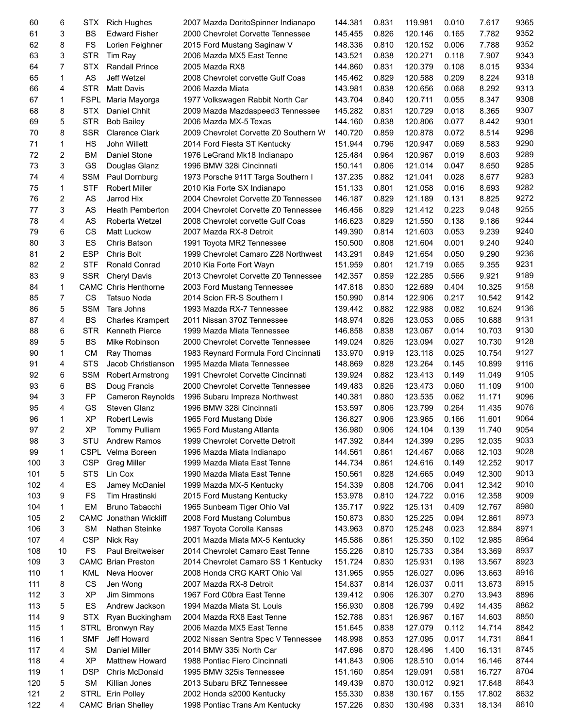| | | | | | | | | | | |
|---|---|---|---|---|---|---|---|---|---|---|
| 60 | 6 | STX | Rich Hughes | 2007 Mazda DoritoSpinner Indianapo | 144.381 | 0.831 | 119.981 | 0.010 | 7.617 | 9365 |
| 61 | 3 | BS | Edward Fisher | 2000 Chevrolet Corvette Tennessee | 145.455 | 0.826 | 120.146 | 0.165 | 7.782 | 9352 |
| 62 | 8 | FS | Lorien Feighner | 2015 Ford Mustang Saginaw V | 148.336 | 0.810 | 120.152 | 0.006 | 7.788 | 9352 |
| 63 | 3 | STR | Tim Ray | 2006 Mazda MX5 East Tenne | 143.521 | 0.838 | 120.271 | 0.118 | 7.907 | 9343 |
| 64 | 7 | STX | Randall Prince | 2005 Mazda RX8 | 144.860 | 0.831 | 120.379 | 0.108 | 8.015 | 9334 |
| 65 | 1 | AS | Jeff Wetzel | 2008 Chevrolet corvette Gulf Coas | 145.462 | 0.829 | 120.588 | 0.209 | 8.224 | 9318 |
| 66 | 4 | STR | Matt Davis | 2006 Mazda Miata | 143.981 | 0.838 | 120.656 | 0.068 | 8.292 | 9313 |
| 67 | 1 | FSPL | Maria Mayorga | 1977 Volkswagen Rabbit North Car | 143.704 | 0.840 | 120.711 | 0.055 | 8.347 | 9308 |
| 68 | 8 | STX | Daniel Chhit | 2009 Mazda Mazdaspeed3 Tennessee | 145.282 | 0.831 | 120.729 | 0.018 | 8.365 | 9307 |
| 69 | 5 | STR | Bob Bailey | 2006 Mazda MX-5 Texas | 144.160 | 0.838 | 120.806 | 0.077 | 8.442 | 9301 |
| 70 | 8 | SSR | Clarence Clark | 2009 Chevrolet Corvette Z0 Southern W | 140.720 | 0.859 | 120.878 | 0.072 | 8.514 | 9296 |
| 71 | 1 | HS | John Willett | 2014 Ford Fiesta ST Kentucky | 151.944 | 0.796 | 120.947 | 0.069 | 8.583 | 9290 |
| 72 | 2 | BM | Daniel Stone | 1976 LeGrand Mk18 Indianapo | 125.484 | 0.964 | 120.967 | 0.019 | 8.603 | 9289 |
| 73 | 3 | GS | Douglas Glanz | 1996 BMW 328i Cincinnati | 150.141 | 0.806 | 121.014 | 0.047 | 8.650 | 9285 |
| 74 | 4 | SSM | Paul Dornburg | 1973 Porsche 911T Targa Southern I | 137.235 | 0.882 | 121.041 | 0.028 | 8.677 | 9283 |
| 75 | 1 | STF | Robert Miller | 2010 Kia Forte SX Indianapo | 151.133 | 0.801 | 121.058 | 0.016 | 8.693 | 9282 |
| 76 | 2 | AS | Jarrod Hix | 2004 Chevrolet Corvette Z0 Tennessee | 146.187 | 0.829 | 121.189 | 0.131 | 8.825 | 9272 |
| 77 | 3 | AS | Heath Pemberton | 2004 Chevrolet Corvette Z0 Tennessee | 146.456 | 0.829 | 121.412 | 0.223 | 9.048 | 9255 |
| 78 | 4 | AS | Roberta Wetzel | 2008 Chevrolet corvette Gulf Coas | 146.623 | 0.829 | 121.550 | 0.138 | 9.186 | 9244 |
| 79 | 6 | CS | Matt Luckow | 2007 Mazda RX-8 Detroit | 149.390 | 0.814 | 121.603 | 0.053 | 9.239 | 9240 |
| 80 | 3 | ES | Chris Batson | 1991 Toyota MR2 Tennessee | 150.500 | 0.808 | 121.604 | 0.001 | 9.240 | 9240 |
| 81 | 2 | ESP | Chris Bolt | 1999 Chevrolet Camaro Z28 Northwest | 143.291 | 0.849 | 121.654 | 0.050 | 9.290 | 9236 |
| 82 | 2 | STF | Ronald Conrad | 2010 Kia Forte Fort Wayn | 151.959 | 0.801 | 121.719 | 0.065 | 9.355 | 9231 |
| 83 | 9 | SSR | Cheryl Davis | 2013 Chevrolet Corvette Z0 Tennessee | 142.357 | 0.859 | 122.285 | 0.566 | 9.921 | 9189 |
| 84 | 1 | CAMC | Chris Henthorne | 2003 Ford Mustang Tennessee | 147.818 | 0.830 | 122.689 | 0.404 | 10.325 | 9158 |
| 85 | 7 | CS | Tatsuo Noda | 2014 Scion FR-S Southern I | 150.990 | 0.814 | 122.906 | 0.217 | 10.542 | 9142 |
| 86 | 5 | SSM | Tara Johns | 1993 Mazda RX-7 Tennessee | 139.442 | 0.882 | 122.988 | 0.082 | 10.624 | 9136 |
| 87 | 4 | BS | Charles Krampert | 2011 Nissan 370Z Tennessee | 148.974 | 0.826 | 123.053 | 0.065 | 10.688 | 9131 |
| 88 | 6 | STR | Kenneth Pierce | 1999 Mazda Miata Tennessee | 146.858 | 0.838 | 123.067 | 0.014 | 10.703 | 9130 |
| 89 | 5 | BS | Mike Robinson | 2000 Chevrolet Corvette Tennessee | 149.024 | 0.826 | 123.094 | 0.027 | 10.730 | 9128 |
| 90 | 1 | CM | Ray Thomas | 1983 Reynard Formula Ford Cincinnati | 133.970 | 0.919 | 123.118 | 0.025 | 10.754 | 9127 |
| 91 | 4 | STS | Jacob Christianson | 1995 Mazda Miata Tennessee | 148.869 | 0.828 | 123.264 | 0.145 | 10.899 | 9116 |
| 92 | 6 | SSM | Robert Armstrong | 1991 Chevrolet Corvette Cincinnati | 139.924 | 0.882 | 123.413 | 0.149 | 11.049 | 9105 |
| 93 | 6 | BS | Doug Francis | 2000 Chevrolet Corvette Tennessee | 149.483 | 0.826 | 123.473 | 0.060 | 11.109 | 9100 |
| 94 | 3 | FP | Cameron Reynolds | 1996 Subaru Impreza Northwest | 140.381 | 0.880 | 123.535 | 0.062 | 11.171 | 9096 |
| 95 | 4 | GS | Steven Glanz | 1996 BMW 328i Cincinnati | 153.597 | 0.806 | 123.799 | 0.264 | 11.435 | 9076 |
| 96 | 1 | XP | Robert Lewis | 1965 Ford Mustang Dixie | 136.827 | 0.906 | 123.965 | 0.166 | 11.601 | 9064 |
| 97 | 2 | XP | Tommy Pulliam | 1965 Ford Mustang Atlanta | 136.980 | 0.906 | 124.104 | 0.139 | 11.740 | 9054 |
| 98 | 3 | STU | Andrew Ramos | 1999 Chevrolet Corvette Detroit | 147.392 | 0.844 | 124.399 | 0.295 | 12.035 | 9033 |
| 99 | 1 | CSPL | Velma Boreen | 1996 Mazda Miata Indianapo | 144.561 | 0.861 | 124.467 | 0.068 | 12.103 | 9028 |
| 100 | 3 | CSP | Greg Miller | 1999 Mazda Miata East Tenne | 144.734 | 0.861 | 124.616 | 0.149 | 12.252 | 9017 |
| 101 | 5 | STS | Lin Cox | 1990 Mazda Miata East Tenne | 150.561 | 0.828 | 124.665 | 0.049 | 12.300 | 9013 |
| 102 | 4 | ES | Jamey McDaniel | 1999 Mazda MX-5 Kentucky | 154.339 | 0.808 | 124.706 | 0.041 | 12.342 | 9010 |
| 103 | 9 | FS | Tim Hrastinski | 2015 Ford Mustang Kentucky | 153.978 | 0.810 | 124.722 | 0.016 | 12.358 | 9009 |
| 104 | 1 | EM | Bruno Tabacchi | 1965 Sunbeam Tiger Ohio Val | 135.717 | 0.922 | 125.131 | 0.409 | 12.767 | 8980 |
| 105 | 2 | CAMC | Jonathan Wickliff | 2008 Ford Mustang Columbus | 150.873 | 0.830 | 125.225 | 0.094 | 12.861 | 8973 |
| 106 | 3 | SM | Nathan Steinke | 1987 Toyota Corolla Kansas | 143.963 | 0.870 | 125.248 | 0.023 | 12.884 | 8971 |
| 107 | 4 | CSP | Nick Ray | 2001 Mazda Miata MX-5 Kentucky | 145.586 | 0.861 | 125.350 | 0.102 | 12.985 | 8964 |
| 108 | 10 | FS | Paul Breitweiser | 2014 Chevrolet Camaro East Tenne | 155.226 | 0.810 | 125.733 | 0.384 | 13.369 | 8937 |
| 109 | 3 | CAMC | Brian Preston | 2014 Chevrolet Camaro SS 1 Kentucky | 151.724 | 0.830 | 125.931 | 0.198 | 13.567 | 8923 |
| 110 | 1 | KML | Neva Hoover | 2008 Honda CRG KART Ohio Val | 131.965 | 0.955 | 126.027 | 0.096 | 13.663 | 8916 |
| 111 | 8 | CS | Jen Wong | 2007 Mazda RX-8 Detroit | 154.837 | 0.814 | 126.037 | 0.011 | 13.673 | 8915 |
| 112 | 3 | XP | Jim Simmons | 1967 Ford C0bra East Tenne | 139.412 | 0.906 | 126.307 | 0.270 | 13.943 | 8896 |
| 113 | 5 | ES | Andrew Jackson | 1994 Mazda Miata St. Louis | 156.930 | 0.808 | 126.799 | 0.492 | 14.435 | 8862 |
| 114 | 9 | STX | Ryan Buckingham | 2004 Mazda RX8 East Tenne | 152.788 | 0.831 | 126.967 | 0.167 | 14.603 | 8850 |
| 115 | 1 | STRL | Bronwyn Ray | 2006 Mazda MX5 East Tenne | 151.645 | 0.838 | 127.079 | 0.112 | 14.714 | 8842 |
| 116 | 1 | SMF | Jeff Howard | 2002 Nissan Sentra Spec V Tennessee | 148.998 | 0.853 | 127.095 | 0.017 | 14.731 | 8841 |
| 117 | 4 | SM | Daniel Miller | 2014 BMW 335i North Car | 147.696 | 0.870 | 128.496 | 1.400 | 16.131 | 8745 |
| 118 | 4 | XP | Matthew Howard | 1988 Pontiac Fiero Cincinnati | 141.843 | 0.906 | 128.510 | 0.014 | 16.146 | 8744 |
| 119 | 1 | DSP | Chris McDonald | 1995 BMW 325is Tennessee | 151.160 | 0.854 | 129.091 | 0.581 | 16.727 | 8704 |
| 120 | 5 | SM | Killian Jones | 2013 Subaru BRZ Tennessee | 149.439 | 0.870 | 130.012 | 0.921 | 17.648 | 8643 |
| 121 | 2 | STRL | Erin Polley | 2002 Honda s2000 Kentucky | 155.330 | 0.838 | 130.167 | 0.155 | 17.802 | 8632 |
| 122 | 4 | CAMC | Brian Shelley | 1998 Pontiac Trans Am Kentucky | 157.226 | 0.830 | 130.498 | 0.331 | 18.134 | 8610 |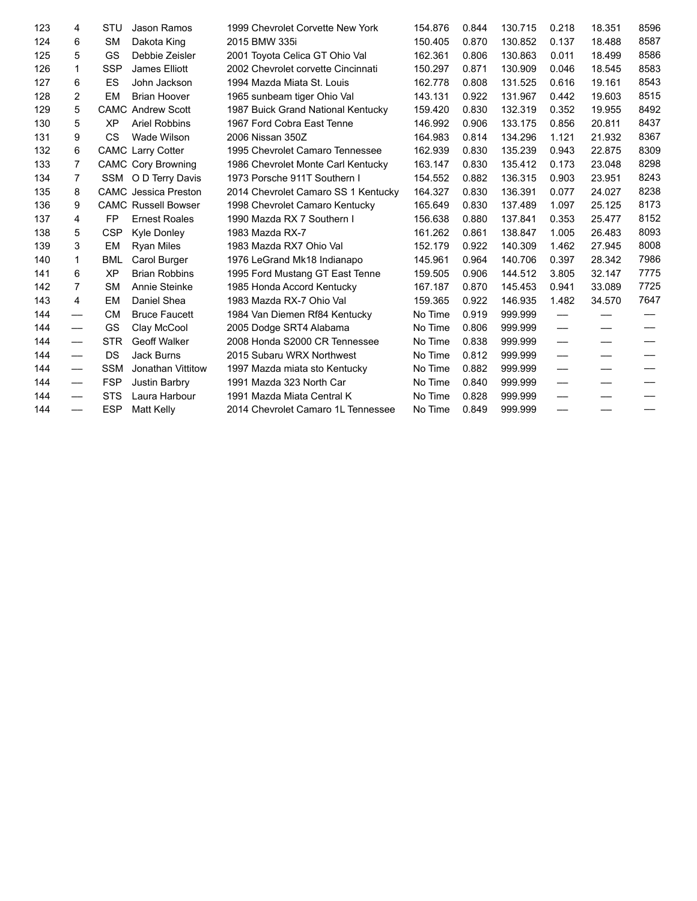| | | | | | | | | | | |
|---|---|---|---|---|---|---|---|---|---|---|
| 123 | 4 | STU | Jason Ramos | 1999 Chevrolet Corvette New York | 154.876 | 0.844 | 130.715 | 0.218 | 18.351 | 8596 |
| 124 | 6 | SM | Dakota King | 2015 BMW 335i | 150.405 | 0.870 | 130.852 | 0.137 | 18.488 | 8587 |
| 125 | 5 | GS | Debbie Zeisler | 2001 Toyota Celica GT Ohio Val | 162.361 | 0.806 | 130.863 | 0.011 | 18.499 | 8586 |
| 126 | 1 | SSP | James Elliott | 2002 Chevrolet corvette Cincinnati | 150.297 | 0.871 | 130.909 | 0.046 | 18.545 | 8583 |
| 127 | 6 | ES | John Jackson | 1994 Mazda Miata St. Louis | 162.778 | 0.808 | 131.525 | 0.616 | 19.161 | 8543 |
| 128 | 2 | EM | Brian Hoover | 1965 sunbeam tiger Ohio Val | 143.131 | 0.922 | 131.967 | 0.442 | 19.603 | 8515 |
| 129 | 5 | CAMC | Andrew Scott | 1987 Buick Grand National Kentucky | 159.420 | 0.830 | 132.319 | 0.352 | 19.955 | 8492 |
| 130 | 5 | XP | Ariel Robbins | 1967 Ford Cobra East Tenne | 146.992 | 0.906 | 133.175 | 0.856 | 20.811 | 8437 |
| 131 | 9 | CS | Wade Wilson | 2006 Nissan 350Z | 164.983 | 0.814 | 134.296 | 1.121 | 21.932 | 8367 |
| 132 | 6 | CAMC | Larry Cotter | 1995 Chevrolet Camaro Tennessee | 162.939 | 0.830 | 135.239 | 0.943 | 22.875 | 8309 |
| 133 | 7 | CAMC | Cory Browning | 1986 Chevrolet Monte Carl Kentucky | 163.147 | 0.830 | 135.412 | 0.173 | 23.048 | 8298 |
| 134 | 7 | SSM | O D Terry Davis | 1973 Porsche 911T Southern I | 154.552 | 0.882 | 136.315 | 0.903 | 23.951 | 8243 |
| 135 | 8 | CAMC | Jessica Preston | 2014 Chevrolet Camaro SS 1 Kentucky | 164.327 | 0.830 | 136.391 | 0.077 | 24.027 | 8238 |
| 136 | 9 | CAMC | Russell Bowser | 1998 Chevrolet Camaro Kentucky | 165.649 | 0.830 | 137.489 | 1.097 | 25.125 | 8173 |
| 137 | 4 | FP | Ernest Roales | 1990 Mazda RX 7 Southern I | 156.638 | 0.880 | 137.841 | 0.353 | 25.477 | 8152 |
| 138 | 5 | CSP | Kyle Donley | 1983 Mazda RX-7 | 161.262 | 0.861 | 138.847 | 1.005 | 26.483 | 8093 |
| 139 | 3 | EM | Ryan Miles | 1983 Mazda RX7 Ohio Val | 152.179 | 0.922 | 140.309 | 1.462 | 27.945 | 8008 |
| 140 | 1 | BML | Carol Burger | 1976 LeGrand Mk18 Indianapo | 145.961 | 0.964 | 140.706 | 0.397 | 28.342 | 7986 |
| 141 | 6 | XP | Brian Robbins | 1995 Ford Mustang GT East Tenne | 159.505 | 0.906 | 144.512 | 3.805 | 32.147 | 7775 |
| 142 | 7 | SM | Annie Steinke | 1985 Honda Accord Kentucky | 167.187 | 0.870 | 145.453 | 0.941 | 33.089 | 7725 |
| 143 | 4 | EM | Daniel Shea | 1983 Mazda RX-7 Ohio Val | 159.365 | 0.922 | 146.935 | 1.482 | 34.570 | 7647 |
| 144 | — | CM | Bruce Faucett | 1984 Van Diemen Rf84 Kentucky | No Time | 0.919 | 999.999 | — | — | — |
| 144 | — | GS | Clay McCool | 2005 Dodge SRT4 Alabama | No Time | 0.806 | 999.999 | — | — | — |
| 144 | — | STR | Geoff Walker | 2008 Honda S2000 CR Tennessee | No Time | 0.838 | 999.999 | — | — | — |
| 144 | — | DS | Jack Burns | 2015 Subaru WRX Northwest | No Time | 0.812 | 999.999 | — | — | — |
| 144 | — | SSM | Jonathan Vittitow | 1997 Mazda miata sto Kentucky | No Time | 0.882 | 999.999 | — | — | — |
| 144 | — | FSP | Justin Barbry | 1991 Mazda 323 North Car | No Time | 0.840 | 999.999 | — | — | — |
| 144 | — | STS | Laura Harbour | 1991 Mazda Miata Central K | No Time | 0.828 | 999.999 | — | — | — |
| 144 | — | ESP | Matt Kelly | 2014 Chevrolet Camaro 1L Tennessee | No Time | 0.849 | 999.999 | — | — | — |